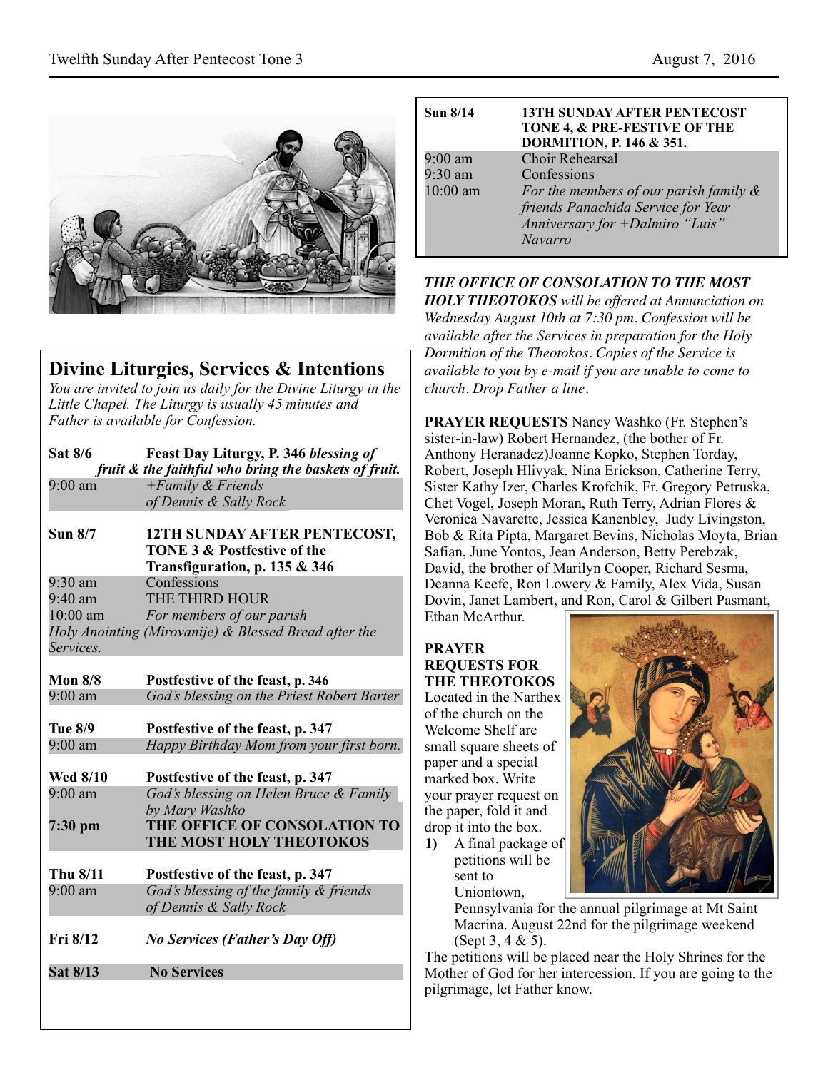## Divine Liturgies, Services & Intentions

*You are invited to join us daily for the Divine Liturgy in the Little Chapel. The Liturgy is usually 45 minutes and Father is available for Confession.*

**Sat 8/6** **Feast Day Liturgy, P. 346** ***blessing of fruit & the faithful who bring the baskets of fruit.***
9:00 am *+Family & Friends of Dennis & Sally Rock*

**Sun 8/7** **12TH SUNDAY AFTER PENTECOST, TONE 3 & Postfestive of the Transfiguration, p. 135 & 346**
9:30 am Confessions
9:40 am THE THIRD HOUR
10:00 am *For members of our parish*
*Holy Anointing (Mirovanije) & Blessed Bread after the Services.*

**Mon 8/8** **Postfestive of the feast, p. 346**
9:00 am *God's blessing on the Priest Robert Barter*

**Tue 8/9** **Postfestive of the feast, p. 347**
9:00 am *Happy Birthday Mom from your first born.*

**Wed 8/10** **Postfestive of the feast, p. 347**
9:00 am *God's blessing on Helen Bruce & Family by Mary Washko*
**7:30 pm** **THE OFFICE OF CONSOLATION TO THE MOST HOLY THEOTOKOS**

**Thu 8/11** **Postfestive of the feast, p. 347**
9:00 am *God's blessing of the family & friends of Dennis & Sally Rock*

**Fri 8/12** ***No Services (Father's Day Off)***

**Sat 8/13** **No Services**

**Sun 8/14** **13TH SUNDAY AFTER PENTECOST TONE 4, & PRE-FESTIVE OF THE DORMITION, P. 146 & 351.**
9:00 am Choir Rehearsal
9:30 am Confessions
10:00 am *For the members of our parish family & friends Panachida Service for Year Anniversary for +Dalmiro "Luis" Navarro*

***THE OFFICE OF CONSOLATION TO THE MOST HOLY THEOTOKOS*** *will be offered at Annunciation on Wednesday August 10th at 7:30 pm. Confession will be available after the Services in preparation for the Holy Dormition of the Theotokos. Copies of the Service is available to you by e-mail if you are unable to come to church. Drop Father a line.*

**PRAYER REQUESTS** Nancy Washko (Fr. Stephen's sister-in-law) Robert Hernandez, (the bother of Fr. Anthony Heranadez)Joanne Kopko, Stephen Torday, Robert, Joseph Hlivyak, Nina Erickson, Catherine Terry, Sister Kathy Izer, Charles Krofchik, Fr. Gregory Petruska, Chet Vogel, Joseph Moran, Ruth Terry, Adrian Flores & Veronica Navarette, Jessica Kanenbley, Judy Livingston, Bob & Rita Pipta, Margaret Bevins, Nicholas Moyta, Brian Safian, June Yontos, Jean Anderson, Betty Perebzak, David, the brother of Marilyn Cooper, Richard Sesma, Deanna Keefe, Ron Lowery & Family, Alex Vida, Susan Dovin, Janet Lambert, and Ron, Carol & Gilbert Pasmant, Ethan McArthur.

**PRAYER REQUESTS FOR THE THEOTOKOS** Located in the Narthex of the church on the Welcome Shelf are small square sheets of paper and a special marked box. Write your prayer request on the paper, fold it and drop it into the box.

1) A final package of petitions will be sent to Uniontown, Pennsylvania for the annual pilgrimage at Mt Saint Macrina. August 22nd for the pilgrimage weekend (Sept 3, 4 & 5).

The petitions will be placed near the Holy Shrines for the Mother of God for her intercession. If you are going to the pilgrimage, let Father know.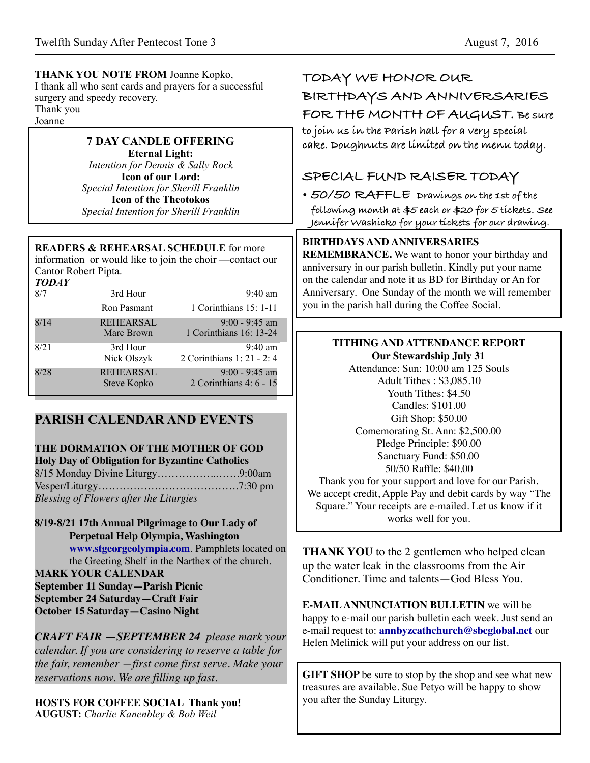**THANK YOU NOTE FROM** Joanne Kopko,
I thank all who sent cards and prayers for a successful surgery and speedy recovery.
Thank you
Joanne

**7 DAY CANDLE OFFERING**
**Eternal Light:**
*Intention for Dennis & Sally Rock*
**Icon of our Lord:**
*Special Intention for Sherill Franklin*
**Icon of the Theotokos**
*Special Intention for Sherill Franklin*

**READERS & REHEARSAL SCHEDULE** for more information or would like to join the choir —contact our Cantor Robert Pipta.

***TODAY***

| | | |
|---|---|---|
| 8/7 | 3rd Hour | 9:40 am |
| | Ron Pasmant | 1 Corinthians 15: 1-11 |
| 8/14 | REHEARSAL | 9:00 - 9:45 am |
| | Marc Brown | 1 Corinthians 16: 13-24 |
| 8/21 | 3rd Hour | 9:40 am |
| | Nick Olszyk | 2 Corinthians 1: 21 - 2: 4 |
| 8/28 | REHEARSAL | 9:00 - 9:45 am |
| | Steve Kopko | 2 Corinthians 4: 6 - 15 |

## PARISH CALENDAR AND EVENTS

**THE DORMATION OF THE MOTHER OF GOD**
**Holy Day of Obligation for Byzantine Catholics**
8/15 Monday Divine Liturgy……………..…….9:00am
Vesper/Liturgy…………………………………7:30 pm
*Blessing of Flowers after the Liturgies*

**8/19-8/21 17th Annual Pilgrimage to Our Lady of Perpetual Help Olympia, Washington**
**www.stgeorgeolympia.com**. Pamphlets located on the Greeting Shelf in the Narthex of the church.

**MARK YOUR CALENDAR**
**September 11 Sunday—Parish Picnic**
**September 24 Saturday—Craft Fair**
**October 15 Saturday—Casino Night**

***CRAFT FAIR —SEPTEMBER 24*** *please mark your calendar. If you are considering to reserve a table for the fair, remember —first come first serve. Make your reservations now. We are filling up fast.*

**HOSTS FOR COFFEE SOCIAL Thank you!**
**AUGUST:** *Charlie Kanenbley & Bob Weil*

## TODAY WE HONOR OUR BIRTHDAYS AND ANNIVERSARIES FOR THE MONTH OF AUGUST.

Be sure to join us in the Parish hall for a very special cake. Doughnuts are limited on the menu today.

## SPECIAL FUND RAISER TODAY

- **50/50 RAFFLE** Drawings on the 1st of the following month at $5 each or $20 for 5 tickets. See Jennifer Washicko for your tickets for our drawing.

**BIRTHDAYS AND ANNIVERSARIES REMEMBRANCE.** We want to honor your birthday and anniversary in our parish bulletin. Kindly put your name on the calendar and note it as BD for Birthday or An for Anniversary. One Sunday of the month we will remember you in the parish hall during the Coffee Social.

**TITHING AND ATTENDANCE REPORT**
**Our Stewardship July 31**
Attendance: Sun: 10:00 am 125 Souls
Adult Tithes : $3,085.10
Youth Tithes: $4.50
Candles: $101.00
Gift Shop: $50.00
Comemorating St. Ann: $2,500.00
Pledge Principle: $90.00
Sanctuary Fund: $50.00
50/50 Raffle: $40.00
Thank you for your support and love for our Parish. We accept credit, Apple Pay and debit cards by way "The Square." Your receipts are e-mailed. Let us know if it works well for you.

**THANK YOU** to the 2 gentlemen who helped clean up the water leak in the classrooms from the Air Conditioner. Time and talents—God Bless You.

**E-MAIL ANNUNCIATION BULLETIN** we will be happy to e-mail our parish bulletin each week. Just send an e-mail request to: **annbyzcathchurch@sbcglobal.net** our Helen Melinick will put your address on our list.

**GIFT SHOP** be sure to stop by the shop and see what new treasures are available. Sue Petyo will be happy to show you after the Sunday Liturgy.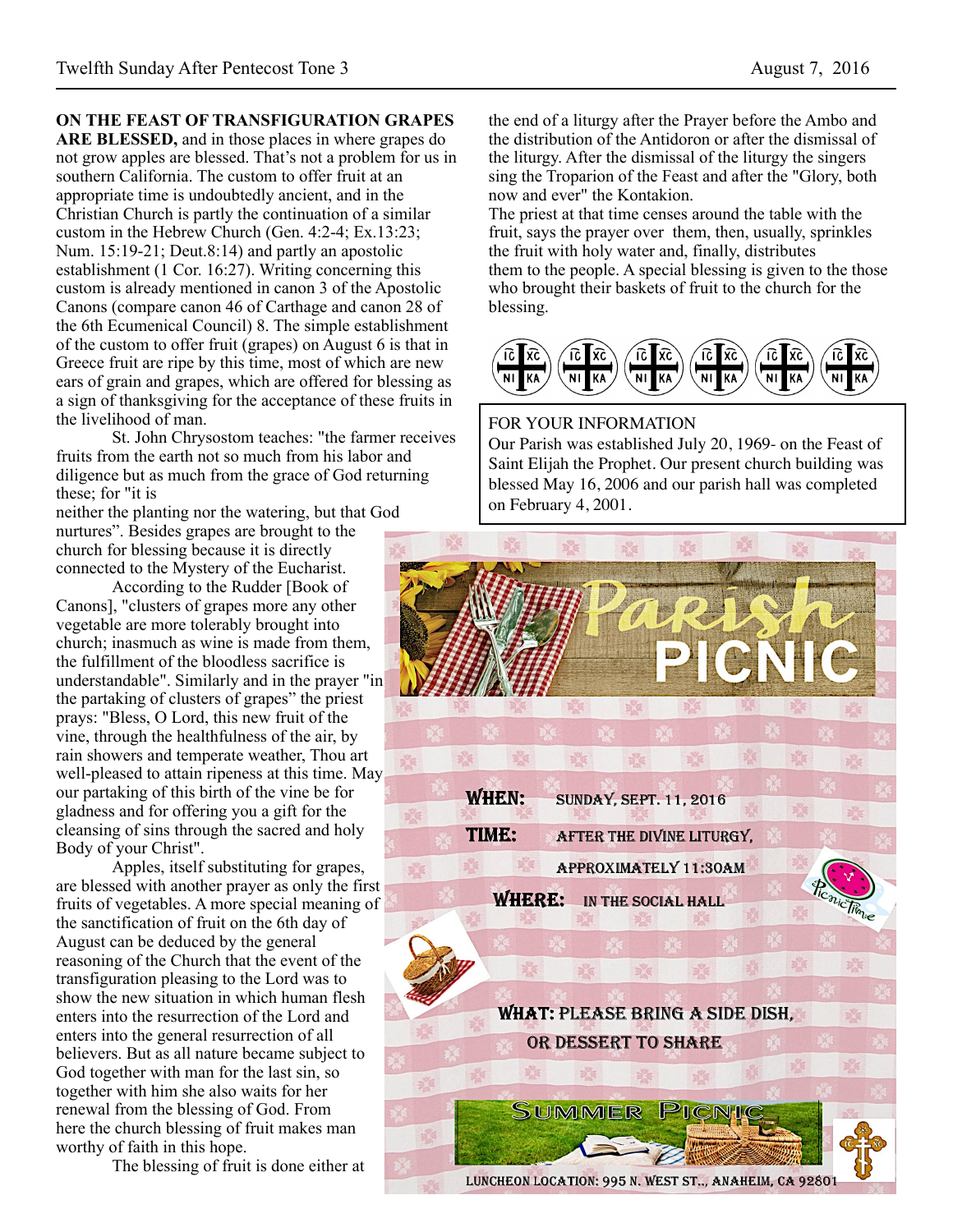**ON THE FEAST OF TRANSFIGURATION GRAPES ARE BLESSED,** and in those places in where grapes do not grow apples are blessed. That's not a problem for us in southern California. The custom to offer fruit at an appropriate time is undoubtedly ancient, and in the Christian Church is partly the continuation of a similar custom in the Hebrew Church (Gen. 4:2-4; Ex.13:23; Num. 15:19-21; Deut.8:14) and partly an apostolic establishment (1 Cor. 16:27). Writing concerning this custom is already mentioned in canon 3 of the Apostolic Canons (compare canon 46 of Carthage and canon 28 of the 6th Ecumenical Council) 8. The simple establishment of the custom to offer fruit (grapes) on August 6 is that in Greece fruit are ripe by this time, most of which are new ears of grain and grapes, which are offered for blessing as a sign of thanksgiving for the acceptance of these fruits in the livelihood of man.

St. John Chrysostom teaches: "the farmer receives fruits from the earth not so much from his labor and diligence but as much from the grace of God returning these; for "it is neither the planting nor the watering, but that God nurtures". Besides grapes are brought to the church for blessing because it is directly connected to the Mystery of the Eucharist.

According to the Rudder [Book of Canons], "clusters of grapes more any other vegetable are more tolerably brought into church; inasmuch as wine is made from them, the fulfillment of the bloodless sacrifice is understandable". Similarly and in the prayer "in the partaking of clusters of grapes" the priest prays: "Bless, O Lord, this new fruit of the vine, through the healthfulness of the air, by rain showers and temperate weather, Thou art well-pleased to attain ripeness at this time. May our partaking of this birth of the vine be for gladness and for offering you a gift for the cleansing of sins through the sacred and holy Body of your Christ".

Apples, itself substituting for grapes, are blessed with another prayer as only the first fruits of vegetables. A more special meaning of the sanctification of fruit on the 6th day of August can be deduced by the general reasoning of the Church that the event of the transfiguration pleasing to the Lord was to show the new situation in which human flesh enters into the resurrection of the Lord and enters into the general resurrection of all believers. But as all nature became subject to God together with man for the last sin, so together with him she also waits for her renewal from the blessing of God. From here the church blessing of fruit makes man worthy of faith in this hope.

The blessing of fruit is done either at the end of a liturgy after the Prayer before the Ambo and the distribution of the Antidoron or after the dismissal of the liturgy. After the dismissal of the liturgy the singers sing the Troparion of the Feast and after the "Glory, both now and ever" the Kontakion.

The priest at that time censes around the table with the fruit, says the prayer over them, then, usually, sprinkles the fruit with holy water and, finally, distributes them to the people. A special blessing is given to the those who brought their baskets of fruit to the church for the blessing.

FOR YOUR INFORMATION

Our Parish was established July 20, 1969- on the Feast of Saint Elijah the Prophet. Our present church building was blessed May 16, 2006 and our parish hall was completed on February 4, 2001.

# Parish PICNIC

**WHEN:** SUNDAY, SEPT. 11, 2016

**TIME:** AFTER THE DIVINE LITURGY, APPROXIMATELY 11:30AM

**WHERE:** IN THE SOCIAL HALL

**WHAT:** PLEASE BRING A SIDE DISH, OR DESSERT TO SHARE

SUMMER PICNIC

LUNCHEON LOCATION: 995 N. WEST ST.., ANAHEIM, CA 92801